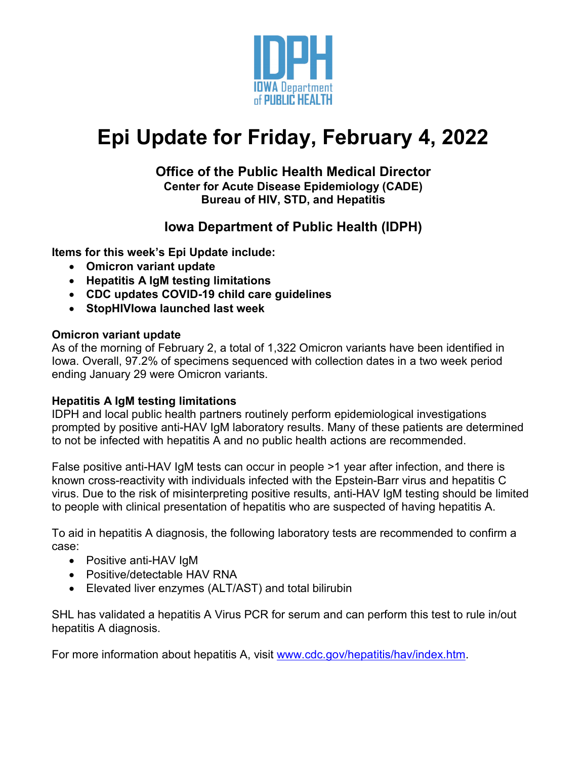# Epi Update for Friday, February 4, 2022

**Office of the Public Health Medical Director**
**Center for Acute Disease Epidemiology (CADE)**
**Bureau of HIV, STD, and Hepatitis**

**Iowa Department of Public Health (IDPH)**

**Items for this week's Epi Update include:**

- **Omicron variant update**
- **Hepatitis A IgM testing limitations**
- **CDC updates COVID-19 child care guidelines**
- **StopHIVIowa launched last week**

### Omicron variant update

As of the morning of February 2, a total of 1,322 Omicron variants have been identified in Iowa. Overall, 97.2% of specimens sequenced with collection dates in a two week period ending January 29 were Omicron variants.

### Hepatitis A IgM testing limitations

IDPH and local public health partners routinely perform epidemiological investigations prompted by positive anti-HAV IgM laboratory results. Many of these patients are determined to not be infected with hepatitis A and no public health actions are recommended.

False positive anti-HAV IgM tests can occur in people >1 year after infection, and there is known cross-reactivity with individuals infected with the Epstein-Barr virus and hepatitis C virus. Due to the risk of misinterpreting positive results, anti-HAV IgM testing should be limited to people with clinical presentation of hepatitis who are suspected of having hepatitis A.

To aid in hepatitis A diagnosis, the following laboratory tests are recommended to confirm a case:

- Positive anti-HAV IgM
- Positive/detectable HAV RNA
- Elevated liver enzymes (ALT/AST) and total bilirubin

SHL has validated a hepatitis A Virus PCR for serum and can perform this test to rule in/out hepatitis A diagnosis.

For more information about hepatitis A, visit [www.cdc.gov/hepatitis/hav/index.htm](http://www.cdc.gov/hepatitis/hav/index.htm).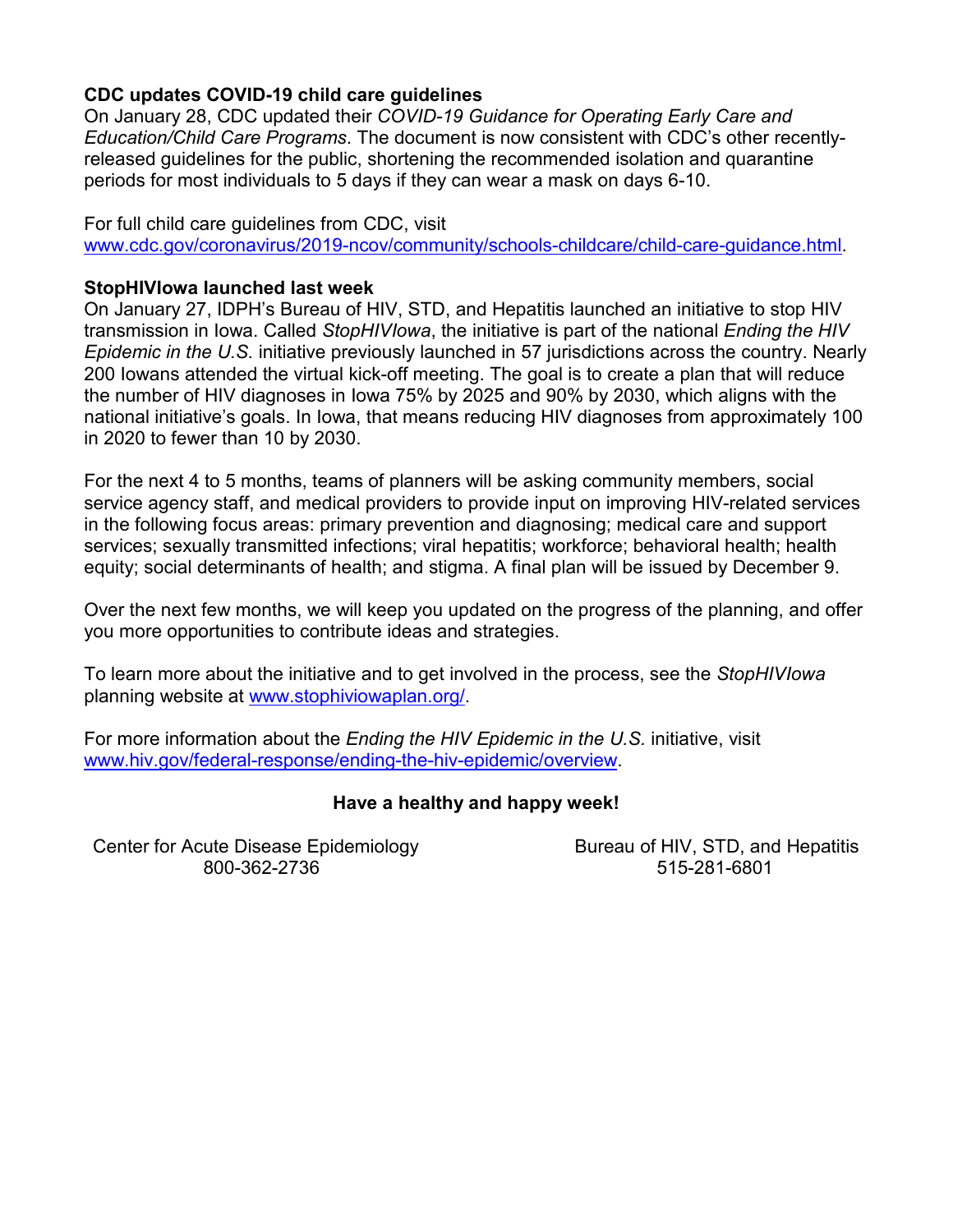**CDC updates COVID-19 child care guidelines**

On January 28, CDC updated their *COVID-19 Guidance for Operating Early Care and Education/Child Care Programs*. The document is now consistent with CDC's other recently-released guidelines for the public, shortening the recommended isolation and quarantine periods for most individuals to 5 days if they can wear a mask on days 6-10.

For full child care guidelines from CDC, visit [www.cdc.gov/coronavirus/2019-ncov/community/schools-childcare/child-care-guidance.html](www.cdc.gov/coronavirus/2019-ncov/community/schools-childcare/child-care-guidance.html).

**StopHIVIowa launched last week**

On January 27, IDPH's Bureau of HIV, STD, and Hepatitis launched an initiative to stop HIV transmission in Iowa. Called *StopHIVIowa*, the initiative is part of the national *Ending the HIV Epidemic in the U.S.* initiative previously launched in 57 jurisdictions across the country. Nearly 200 Iowans attended the virtual kick-off meeting. The goal is to create a plan that will reduce the number of HIV diagnoses in Iowa 75% by 2025 and 90% by 2030, which aligns with the national initiative's goals. In Iowa, that means reducing HIV diagnoses from approximately 100 in 2020 to fewer than 10 by 2030.

For the next 4 to 5 months, teams of planners will be asking community members, social service agency staff, and medical providers to provide input on improving HIV-related services in the following focus areas: primary prevention and diagnosing; medical care and support services; sexually transmitted infections; viral hepatitis; workforce; behavioral health; health equity; social determinants of health; and stigma. A final plan will be issued by December 9.

Over the next few months, we will keep you updated on the progress of the planning, and offer you more opportunities to contribute ideas and strategies.

To learn more about the initiative and to get involved in the process, see the *StopHIVIowa* planning website at [www.stophiviowaplan.org/](www.stophiviowaplan.org/).

For more information about the *Ending the HIV Epidemic in the U.S.* initiative, visit [www.hiv.gov/federal-response/ending-the-hiv-epidemic/overview](www.hiv.gov/federal-response/ending-the-hiv-epidemic/overview).

**Have a healthy and happy week!**

Center for Acute Disease Epidemiology
800-362-2736

Bureau of HIV, STD, and Hepatitis
515-281-6801